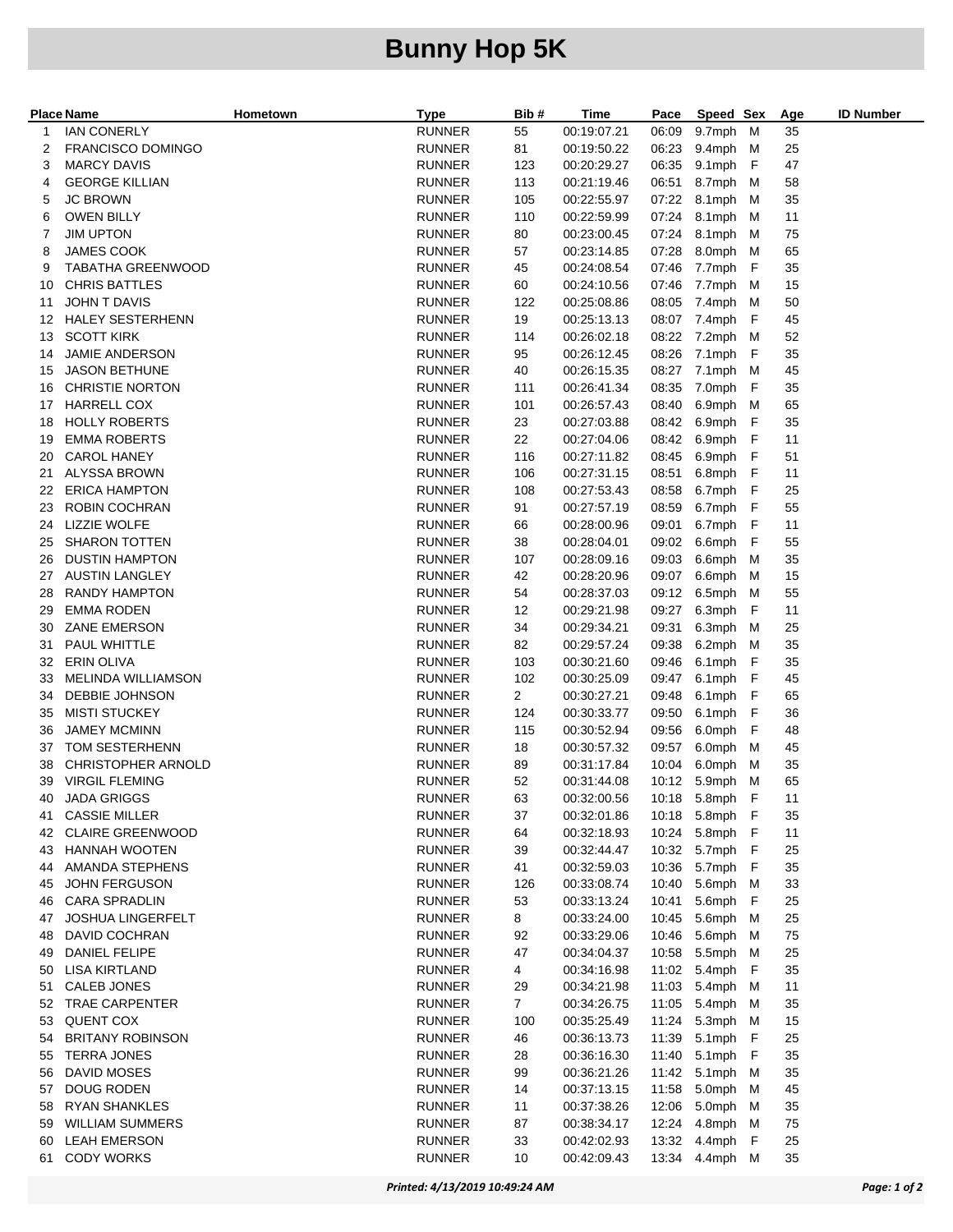# Bunny Hop 5K

| Place | Name | Hometown | Type | Bib # | Time | Pace | Speed | Sex | Age | ID Number |
|---|---|---|---|---|---|---|---|---|---|---|
| 1 | IAN CONERLY | | RUNNER | 55 | 00:19:07.21 | 06:09 | 9.7mph | M | 35 | |
| 2 | FRANCISCO DOMINGO | | RUNNER | 81 | 00:19:50.22 | 06:23 | 9.4mph | M | 25 | |
| 3 | MARCY DAVIS | | RUNNER | 123 | 00:20:29.27 | 06:35 | 9.1mph | F | 47 | |
| 4 | GEORGE KILLIAN | | RUNNER | 113 | 00:21:19.46 | 06:51 | 8.7mph | M | 58 | |
| 5 | JC BROWN | | RUNNER | 105 | 00:22:55.97 | 07:22 | 8.1mph | M | 35 | |
| 6 | OWEN BILLY | | RUNNER | 110 | 00:22:59.99 | 07:24 | 8.1mph | M | 11 | |
| 7 | JIM UPTON | | RUNNER | 80 | 00:23:00.45 | 07:24 | 8.1mph | M | 75 | |
| 8 | JAMES COOK | | RUNNER | 57 | 00:23:14.85 | 07:28 | 8.0mph | M | 65 | |
| 9 | TABATHA GREENWOOD | | RUNNER | 45 | 00:24:08.54 | 07:46 | 7.7mph | F | 35 | |
| 10 | CHRIS BATTLES | | RUNNER | 60 | 00:24:10.56 | 07:46 | 7.7mph | M | 15 | |
| 11 | JOHN T DAVIS | | RUNNER | 122 | 00:25:08.86 | 08:05 | 7.4mph | M | 50 | |
| 12 | HALEY SESTERHENN | | RUNNER | 19 | 00:25:13.13 | 08:07 | 7.4mph | F | 45 | |
| 13 | SCOTT KIRK | | RUNNER | 114 | 00:26:02.18 | 08:22 | 7.2mph | M | 52 | |
| 14 | JAMIE ANDERSON | | RUNNER | 95 | 00:26:12.45 | 08:26 | 7.1mph | F | 35 | |
| 15 | JASON BETHUNE | | RUNNER | 40 | 00:26:15.35 | 08:27 | 7.1mph | M | 45 | |
| 16 | CHRISTIE NORTON | | RUNNER | 111 | 00:26:41.34 | 08:35 | 7.0mph | F | 35 | |
| 17 | HARRELL COX | | RUNNER | 101 | 00:26:57.43 | 08:40 | 6.9mph | M | 65 | |
| 18 | HOLLY ROBERTS | | RUNNER | 23 | 00:27:03.88 | 08:42 | 6.9mph | F | 35 | |
| 19 | EMMA ROBERTS | | RUNNER | 22 | 00:27:04.06 | 08:42 | 6.9mph | F | 11 | |
| 20 | CAROL HANEY | | RUNNER | 116 | 00:27:11.82 | 08:45 | 6.9mph | F | 51 | |
| 21 | ALYSSA BROWN | | RUNNER | 106 | 00:27:31.15 | 08:51 | 6.8mph | F | 11 | |
| 22 | ERICA HAMPTON | | RUNNER | 108 | 00:27:53.43 | 08:58 | 6.7mph | F | 25 | |
| 23 | ROBIN COCHRAN | | RUNNER | 91 | 00:27:57.19 | 08:59 | 6.7mph | F | 55 | |
| 24 | LIZZIE WOLFE | | RUNNER | 66 | 00:28:00.96 | 09:01 | 6.7mph | F | 11 | |
| 25 | SHARON TOTTEN | | RUNNER | 38 | 00:28:04.01 | 09:02 | 6.6mph | F | 55 | |
| 26 | DUSTIN HAMPTON | | RUNNER | 107 | 00:28:09.16 | 09:03 | 6.6mph | M | 35 | |
| 27 | AUSTIN LANGLEY | | RUNNER | 42 | 00:28:20.96 | 09:07 | 6.6mph | M | 15 | |
| 28 | RANDY HAMPTON | | RUNNER | 54 | 00:28:37.03 | 09:12 | 6.5mph | M | 55 | |
| 29 | EMMA RODEN | | RUNNER | 12 | 00:29:21.98 | 09:27 | 6.3mph | F | 11 | |
| 30 | ZANE EMERSON | | RUNNER | 34 | 00:29:34.21 | 09:31 | 6.3mph | M | 25 | |
| 31 | PAUL WHITTLE | | RUNNER | 82 | 00:29:57.24 | 09:38 | 6.2mph | M | 35 | |
| 32 | ERIN OLIVA | | RUNNER | 103 | 00:30:21.60 | 09:46 | 6.1mph | F | 35 | |
| 33 | MELINDA WILLIAMSON | | RUNNER | 102 | 00:30:25.09 | 09:47 | 6.1mph | F | 45 | |
| 34 | DEBBIE JOHNSON | | RUNNER | 2 | 00:30:27.21 | 09:48 | 6.1mph | F | 65 | |
| 35 | MISTI STUCKEY | | RUNNER | 124 | 00:30:33.77 | 09:50 | 6.1mph | F | 36 | |
| 36 | JAMEY MCMINN | | RUNNER | 115 | 00:30:52.94 | 09:56 | 6.0mph | F | 48 | |
| 37 | TOM SESTERHENN | | RUNNER | 18 | 00:30:57.32 | 09:57 | 6.0mph | M | 45 | |
| 38 | CHRISTOPHER ARNOLD | | RUNNER | 89 | 00:31:17.84 | 10:04 | 6.0mph | M | 35 | |
| 39 | VIRGIL FLEMING | | RUNNER | 52 | 00:31:44.08 | 10:12 | 5.9mph | M | 65 | |
| 40 | JADA GRIGGS | | RUNNER | 63 | 00:32:00.56 | 10:18 | 5.8mph | F | 11 | |
| 41 | CASSIE MILLER | | RUNNER | 37 | 00:32:01.86 | 10:18 | 5.8mph | F | 35 | |
| 42 | CLAIRE GREENWOOD | | RUNNER | 64 | 00:32:18.93 | 10:24 | 5.8mph | F | 11 | |
| 43 | HANNAH WOOTEN | | RUNNER | 39 | 00:32:44.47 | 10:32 | 5.7mph | F | 25 | |
| 44 | AMANDA STEPHENS | | RUNNER | 41 | 00:32:59.03 | 10:36 | 5.7mph | F | 35 | |
| 45 | JOHN FERGUSON | | RUNNER | 126 | 00:33:08.74 | 10:40 | 5.6mph | M | 33 | |
| 46 | CARA SPRADLIN | | RUNNER | 53 | 00:33:13.24 | 10:41 | 5.6mph | F | 25 | |
| 47 | JOSHUA LINGERFELT | | RUNNER | 8 | 00:33:24.00 | 10:45 | 5.6mph | M | 25 | |
| 48 | DAVID COCHRAN | | RUNNER | 92 | 00:33:29.06 | 10:46 | 5.6mph | M | 75 | |
| 49 | DANIEL FELIPE | | RUNNER | 47 | 00:34:04.37 | 10:58 | 5.5mph | M | 25 | |
| 50 | LISA KIRTLAND | | RUNNER | 4 | 00:34:16.98 | 11:02 | 5.4mph | F | 35 | |
| 51 | CALEB JONES | | RUNNER | 29 | 00:34:21.98 | 11:03 | 5.4mph | M | 11 | |
| 52 | TRAE CARPENTER | | RUNNER | 7 | 00:34:26.75 | 11:05 | 5.4mph | M | 35 | |
| 53 | QUENT COX | | RUNNER | 100 | 00:35:25.49 | 11:24 | 5.3mph | M | 15 | |
| 54 | BRITANY ROBINSON | | RUNNER | 46 | 00:36:13.73 | 11:39 | 5.1mph | F | 25 | |
| 55 | TERRA JONES | | RUNNER | 28 | 00:36:16.30 | 11:40 | 5.1mph | F | 35 | |
| 56 | DAVID MOSES | | RUNNER | 99 | 00:36:21.26 | 11:42 | 5.1mph | M | 35 | |
| 57 | DOUG RODEN | | RUNNER | 14 | 00:37:13.15 | 11:58 | 5.0mph | M | 45 | |
| 58 | RYAN SHANKLES | | RUNNER | 11 | 00:37:38.26 | 12:06 | 5.0mph | M | 35 | |
| 59 | WILLIAM SUMMERS | | RUNNER | 87 | 00:38:34.17 | 12:24 | 4.8mph | M | 75 | |
| 60 | LEAH EMERSON | | RUNNER | 33 | 00:42:02.93 | 13:32 | 4.4mph | F | 25 | |
| 61 | CODY WORKS | | RUNNER | 10 | 00:42:09.43 | 13:34 | 4.4mph | M | 35 | |

*Printed: 4/13/2019 10:49:24 AM*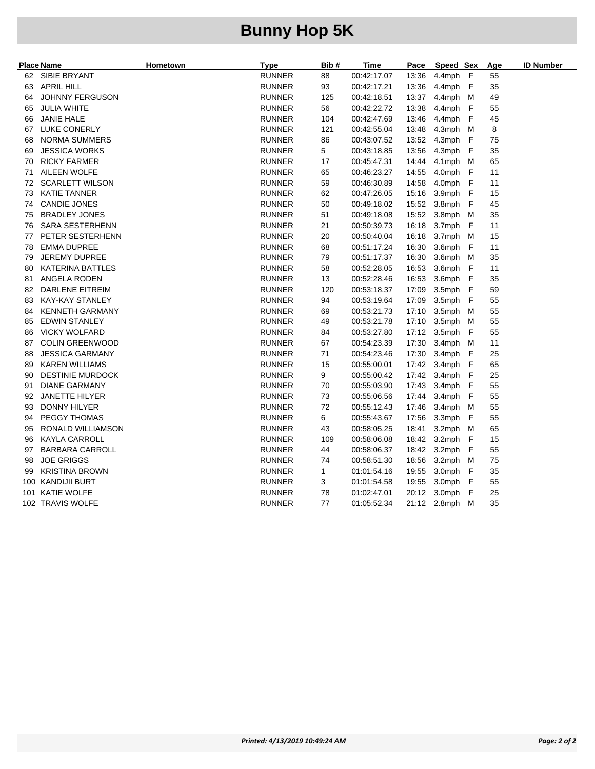# Bunny Hop 5K

| Place | Name | Hometown | Type | Bib # | Time | Pace | Speed | Sex | Age | ID Number |
|---|---|---|---|---|---|---|---|---|---|---|
| 62 | SIBIE BRYANT | | RUNNER | 88 | 00:42:17.07 | 13:36 | 4.4mph | F | 55 | |
| 63 | APRIL HILL | | RUNNER | 93 | 00:42:17.21 | 13:36 | 4.4mph | F | 35 | |
| 64 | JOHNNY FERGUSON | | RUNNER | 125 | 00:42:18.51 | 13:37 | 4.4mph | M | 49 | |
| 65 | JULIA WHITE | | RUNNER | 56 | 00:42:22.72 | 13:38 | 4.4mph | F | 55 | |
| 66 | JANIE HALE | | RUNNER | 104 | 00:42:47.69 | 13:46 | 4.4mph | F | 45 | |
| 67 | LUKE CONERLY | | RUNNER | 121 | 00:42:55.04 | 13:48 | 4.3mph | M | 8 | |
| 68 | NORMA SUMMERS | | RUNNER | 86 | 00:43:07.52 | 13:52 | 4.3mph | F | 75 | |
| 69 | JESSICA WORKS | | RUNNER | 5 | 00:43:18.85 | 13:56 | 4.3mph | F | 35 | |
| 70 | RICKY FARMER | | RUNNER | 17 | 00:45:47.31 | 14:44 | 4.1mph | M | 65 | |
| 71 | AILEEN WOLFE | | RUNNER | 65 | 00:46:23.27 | 14:55 | 4.0mph | F | 11 | |
| 72 | SCARLETT WILSON | | RUNNER | 59 | 00:46:30.89 | 14:58 | 4.0mph | F | 11 | |
| 73 | KATIE TANNER | | RUNNER | 62 | 00:47:26.05 | 15:16 | 3.9mph | F | 15 | |
| 74 | CANDIE JONES | | RUNNER | 50 | 00:49:18.02 | 15:52 | 3.8mph | F | 45 | |
| 75 | BRADLEY JONES | | RUNNER | 51 | 00:49:18.08 | 15:52 | 3.8mph | M | 35 | |
| 76 | SARA SESTERHENN | | RUNNER | 21 | 00:50:39.73 | 16:18 | 3.7mph | F | 11 | |
| 77 | PETER SESTERHENN | | RUNNER | 20 | 00:50:40.04 | 16:18 | 3.7mph | M | 15 | |
| 78 | EMMA DUPREE | | RUNNER | 68 | 00:51:17.24 | 16:30 | 3.6mph | F | 11 | |
| 79 | JEREMY DUPREE | | RUNNER | 79 | 00:51:17.37 | 16:30 | 3.6mph | M | 35 | |
| 80 | KATERINA BATTLES | | RUNNER | 58 | 00:52:28.05 | 16:53 | 3.6mph | F | 11 | |
| 81 | ANGELA RODEN | | RUNNER | 13 | 00:52:28.46 | 16:53 | 3.6mph | F | 35 | |
| 82 | DARLENE EITREIM | | RUNNER | 120 | 00:53:18.37 | 17:09 | 3.5mph | F | 59 | |
| 83 | KAY-KAY STANLEY | | RUNNER | 94 | 00:53:19.64 | 17:09 | 3.5mph | F | 55 | |
| 84 | KENNETH GARMANY | | RUNNER | 69 | 00:53:21.73 | 17:10 | 3.5mph | M | 55 | |
| 85 | EDWIN STANLEY | | RUNNER | 49 | 00:53:21.78 | 17:10 | 3.5mph | M | 55 | |
| 86 | VICKY WOLFARD | | RUNNER | 84 | 00:53:27.80 | 17:12 | 3.5mph | F | 55 | |
| 87 | COLIN GREENWOOD | | RUNNER | 67 | 00:54:23.39 | 17:30 | 3.4mph | M | 11 | |
| 88 | JESSICA GARMANY | | RUNNER | 71 | 00:54:23.46 | 17:30 | 3.4mph | F | 25 | |
| 89 | KAREN WILLIAMS | | RUNNER | 15 | 00:55:00.01 | 17:42 | 3.4mph | F | 65 | |
| 90 | DESTINIE MURDOCK | | RUNNER | 9 | 00:55:00.42 | 17:42 | 3.4mph | F | 25 | |
| 91 | DIANE GARMANY | | RUNNER | 70 | 00:55:03.90 | 17:43 | 3.4mph | F | 55 | |
| 92 | JANETTE HILYER | | RUNNER | 73 | 00:55:06.56 | 17:44 | 3.4mph | F | 55 | |
| 93 | DONNY HILYER | | RUNNER | 72 | 00:55:12.43 | 17:46 | 3.4mph | M | 55 | |
| 94 | PEGGY THOMAS | | RUNNER | 6 | 00:55:43.67 | 17:56 | 3.3mph | F | 55 | |
| 95 | RONALD WILLIAMSON | | RUNNER | 43 | 00:58:05.25 | 18:41 | 3.2mph | M | 65 | |
| 96 | KAYLA CARROLL | | RUNNER | 109 | 00:58:06.08 | 18:42 | 3.2mph | F | 15 | |
| 97 | BARBARA CARROLL | | RUNNER | 44 | 00:58:06.37 | 18:42 | 3.2mph | F | 55 | |
| 98 | JOE GRIGGS | | RUNNER | 74 | 00:58:51.30 | 18:56 | 3.2mph | M | 75 | |
| 99 | KRISTINA BROWN | | RUNNER | 1 | 01:01:54.16 | 19:55 | 3.0mph | F | 35 | |
| 100 | KANDIJII BURT | | RUNNER | 3 | 01:01:54.58 | 19:55 | 3.0mph | F | 55 | |
| 101 | KATIE WOLFE | | RUNNER | 78 | 01:02:47.01 | 20:12 | 3.0mph | F | 25 | |
| 102 | TRAVIS WOLFE | | RUNNER | 77 | 01:05:52.34 | 21:12 | 2.8mph | M | 35 | |

*Printed: 4/13/2019 10:49:24 AM*